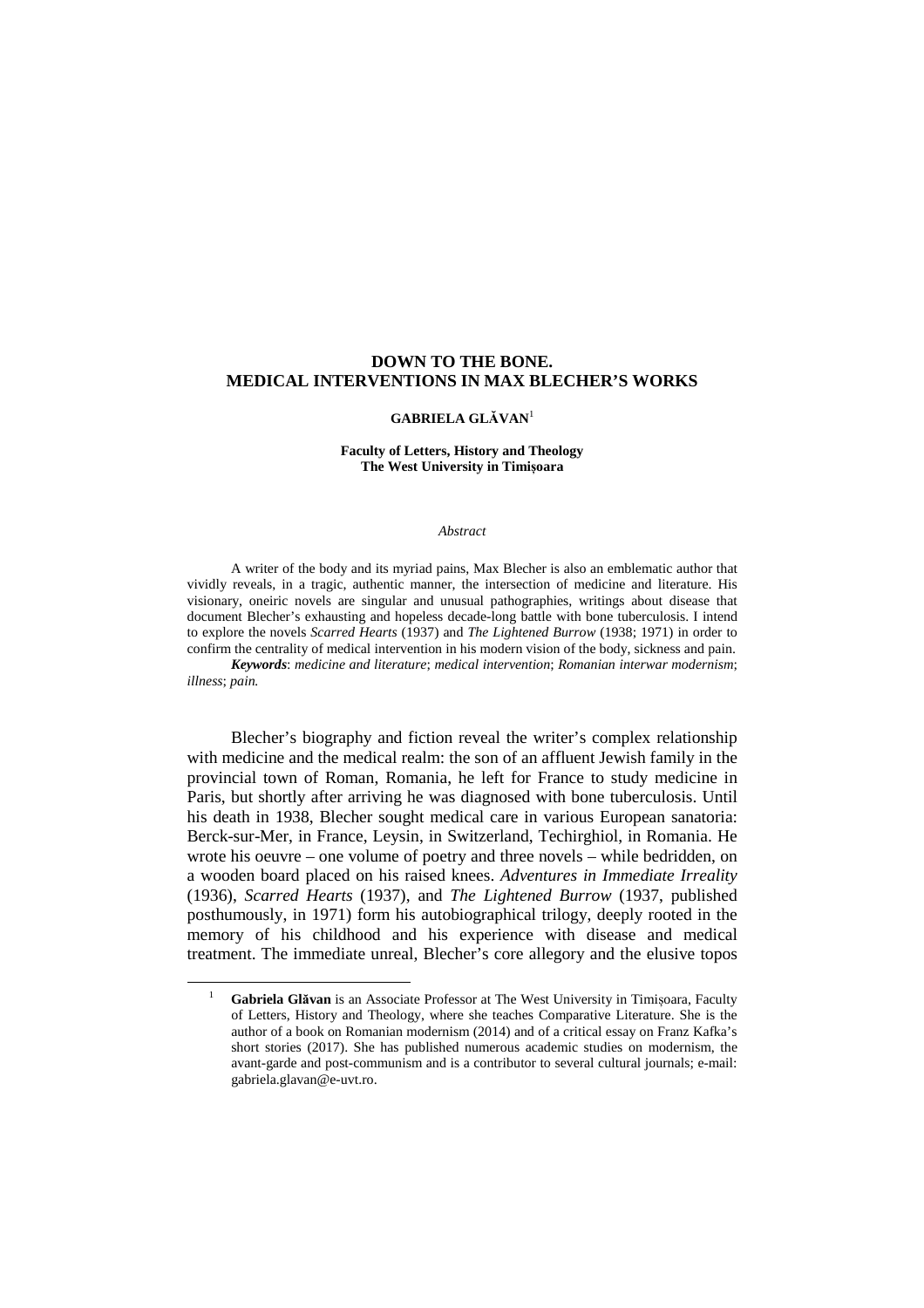# DOWN TO THE BONE.
# MEDICAL INTERVENTIONS IN MAX BLECHER'S WORKS

**GABRIELA GLĂVAN**[1]

**Faculty of Letters, History and Theology**
**The West University in Timișoara**

*Abstract*

A writer of the body and its myriad pains, Max Blecher is also an emblematic author that vividly reveals, in a tragic, authentic manner, the intersection of medicine and literature. His visionary, oneiric novels are singular and unusual pathographies, writings about disease that document Blecher's exhausting and hopeless decade-long battle with bone tuberculosis. I intend to explore the novels *Scarred Hearts* (1937) and *The Lightened Burrow* (1938; 1971) in order to confirm the centrality of medical intervention in his modern vision of the body, sickness and pain.

***Keywords***: *medicine and literature*; *medical intervention*; *Romanian interwar modernism*; *illness*; *pain.*

Blecher's biography and fiction reveal the writer's complex relationship with medicine and the medical realm: the son of an affluent Jewish family in the provincial town of Roman, Romania, he left for France to study medicine in Paris, but shortly after arriving he was diagnosed with bone tuberculosis. Until his death in 1938, Blecher sought medical care in various European sanatoria: Berck-sur-Mer, in France, Leysin, in Switzerland, Techirghiol, in Romania. He wrote his oeuvre – one volume of poetry and three novels – while bedridden, on a wooden board placed on his raised knees. *Adventures in Immediate Irreality* (1936), *Scarred Hearts* (1937), and *The Lightened Burrow* (1937, published posthumously, in 1971) form his autobiographical trilogy, deeply rooted in the memory of his childhood and his experience with disease and medical treatment. The immediate unreal, Blecher's core allegory and the elusive topos

---

[1] **Gabriela Glăvan** is an Associate Professor at The West University in Timișoara, Faculty of Letters, History and Theology, where she teaches Comparative Literature. She is the author of a book on Romanian modernism (2014) and of a critical essay on Franz Kafka's short stories (2017). She has published numerous academic studies on modernism, the avant-garde and post-communism and is a contributor to several cultural journals; e-mail: gabriela.glavan@e-uvt.ro.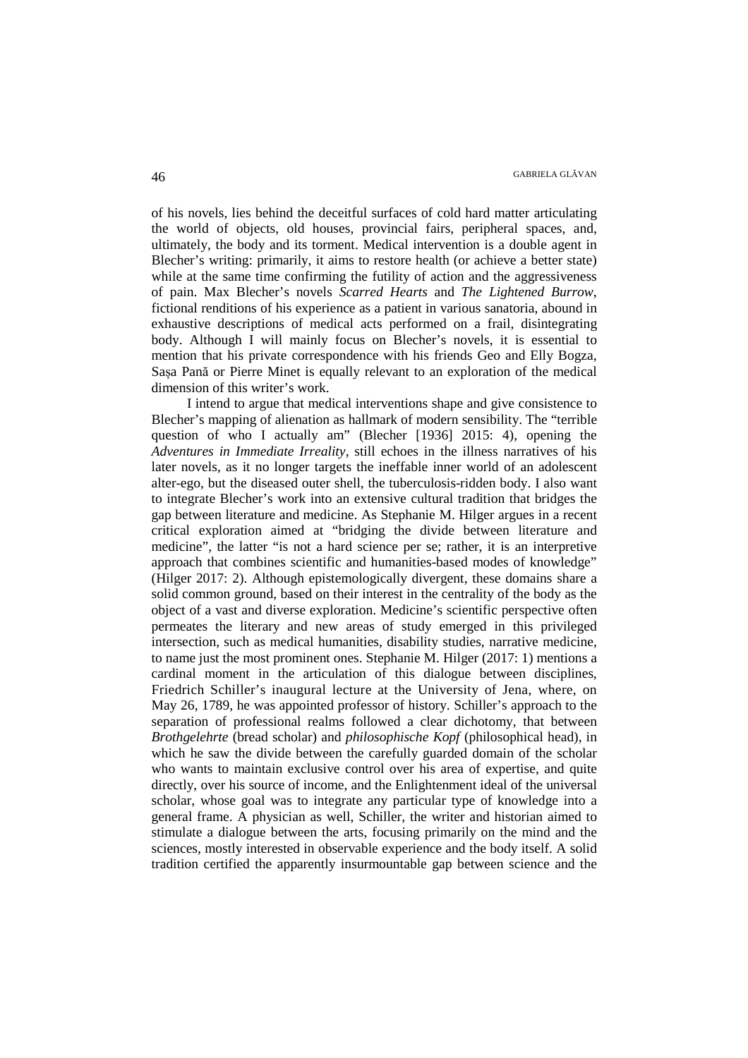of his novels, lies behind the deceitful surfaces of cold hard matter articulating the world of objects, old houses, provincial fairs, peripheral spaces, and, ultimately, the body and its torment. Medical intervention is a double agent in Blecher's writing: primarily, it aims to restore health (or achieve a better state) while at the same time confirming the futility of action and the aggressiveness of pain. Max Blecher's novels *Scarred Hearts* and *The Lightened Burrow*, fictional renditions of his experience as a patient in various sanatoria, abound in exhaustive descriptions of medical acts performed on a frail, disintegrating body. Although I will mainly focus on Blecher's novels, it is essential to mention that his private correspondence with his friends Geo and Elly Bogza, Sașa Pană or Pierre Minet is equally relevant to an exploration of the medical dimension of this writer's work.

I intend to argue that medical interventions shape and give consistence to Blecher's mapping of alienation as hallmark of modern sensibility. The "terrible question of who I actually am" (Blecher [1936] 2015: 4), opening the *Adventures in Immediate Irreality*, still echoes in the illness narratives of his later novels, as it no longer targets the ineffable inner world of an adolescent alter-ego, but the diseased outer shell, the tuberculosis-ridden body. I also want to integrate Blecher's work into an extensive cultural tradition that bridges the gap between literature and medicine. As Stephanie M. Hilger argues in a recent critical exploration aimed at "bridging the divide between literature and medicine", the latter "is not a hard science per se; rather, it is an interpretive approach that combines scientific and humanities-based modes of knowledge" (Hilger 2017: 2). Although epistemologically divergent, these domains share a solid common ground, based on their interest in the centrality of the body as the object of a vast and diverse exploration. Medicine's scientific perspective often permeates the literary and new areas of study emerged in this privileged intersection, such as medical humanities, disability studies, narrative medicine, to name just the most prominent ones. Stephanie M. Hilger (2017: 1) mentions a cardinal moment in the articulation of this dialogue between disciplines, Friedrich Schiller's inaugural lecture at the University of Jena, where, on May 26, 1789, he was appointed professor of history. Schiller's approach to the separation of professional realms followed a clear dichotomy, that between *Brothgelehrte* (bread scholar) and *philosophische Kopf* (philosophical head), in which he saw the divide between the carefully guarded domain of the scholar who wants to maintain exclusive control over his area of expertise, and quite directly, over his source of income, and the Enlightenment ideal of the universal scholar, whose goal was to integrate any particular type of knowledge into a general frame. A physician as well, Schiller, the writer and historian aimed to stimulate a dialogue between the arts, focusing primarily on the mind and the sciences, mostly interested in observable experience and the body itself. A solid tradition certified the apparently insurmountable gap between science and the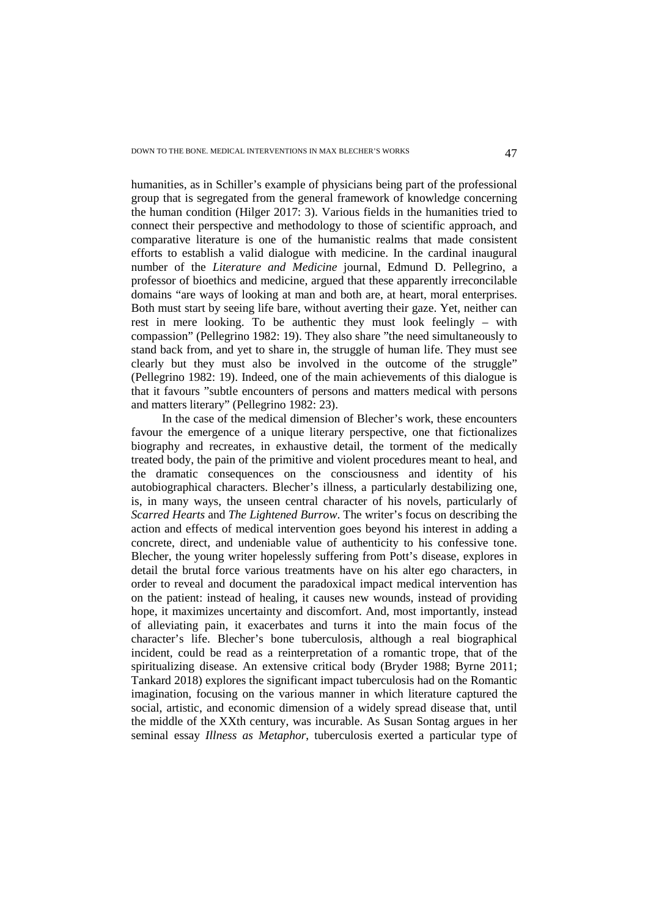humanities, as in Schiller's example of physicians being part of the professional group that is segregated from the general framework of knowledge concerning the human condition (Hilger 2017: 3). Various fields in the humanities tried to connect their perspective and methodology to those of scientific approach, and comparative literature is one of the humanistic realms that made consistent efforts to establish a valid dialogue with medicine. In the cardinal inaugural number of the *Literature and Medicine* journal, Edmund D. Pellegrino, a professor of bioethics and medicine, argued that these apparently irreconcilable domains "are ways of looking at man and both are, at heart, moral enterprises. Both must start by seeing life bare, without averting their gaze. Yet, neither can rest in mere looking. To be authentic they must look feelingly – with compassion" (Pellegrino 1982: 19). They also share "the need simultaneously to stand back from, and yet to share in, the struggle of human life. They must see clearly but they must also be involved in the outcome of the struggle" (Pellegrino 1982: 19). Indeed, one of the main achievements of this dialogue is that it favours "subtle encounters of persons and matters medical with persons and matters literary" (Pellegrino 1982: 23).

In the case of the medical dimension of Blecher's work, these encounters favour the emergence of a unique literary perspective, one that fictionalizes biography and recreates, in exhaustive detail, the torment of the medically treated body, the pain of the primitive and violent procedures meant to heal, and the dramatic consequences on the consciousness and identity of his autobiographical characters. Blecher's illness, a particularly destabilizing one, is, in many ways, the unseen central character of his novels, particularly of *Scarred Hearts* and *The Lightened Burrow*. The writer's focus on describing the action and effects of medical intervention goes beyond his interest in adding a concrete, direct, and undeniable value of authenticity to his confessive tone. Blecher, the young writer hopelessly suffering from Pott's disease, explores in detail the brutal force various treatments have on his alter ego characters, in order to reveal and document the paradoxical impact medical intervention has on the patient: instead of healing, it causes new wounds, instead of providing hope, it maximizes uncertainty and discomfort. And, most importantly, instead of alleviating pain, it exacerbates and turns it into the main focus of the character's life. Blecher's bone tuberculosis, although a real biographical incident, could be read as a reinterpretation of a romantic trope, that of the spiritualizing disease. An extensive critical body (Bryder 1988; Byrne 2011; Tankard 2018) explores the significant impact tuberculosis had on the Romantic imagination, focusing on the various manner in which literature captured the social, artistic, and economic dimension of a widely spread disease that, until the middle of the XXth century, was incurable. As Susan Sontag argues in her seminal essay *Illness as Metaphor*, tuberculosis exerted a particular type of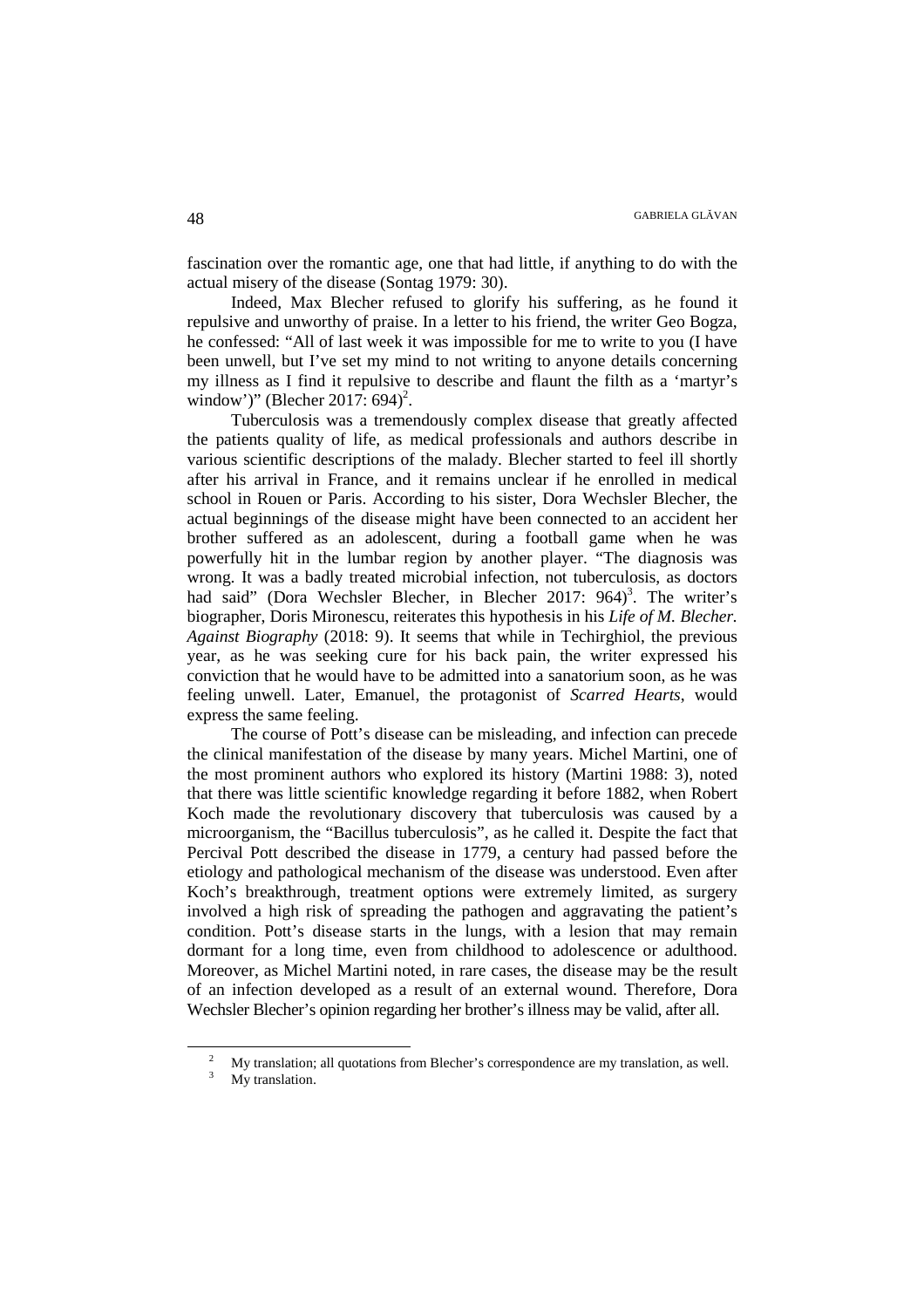fascination over the romantic age, one that had little, if anything to do with the actual misery of the disease (Sontag 1979: 30).

Indeed, Max Blecher refused to glorify his suffering, as he found it repulsive and unworthy of praise. In a letter to his friend, the writer Geo Bogza, he confessed: "All of last week it was impossible for me to write to you (I have been unwell, but I've set my mind to not writing to anyone details concerning my illness as I find it repulsive to describe and flaunt the filth as a 'martyr's window')" (Blecher 2017: 694)[2].

Tuberculosis was a tremendously complex disease that greatly affected the patients quality of life, as medical professionals and authors describe in various scientific descriptions of the malady. Blecher started to feel ill shortly after his arrival in France, and it remains unclear if he enrolled in medical school in Rouen or Paris. According to his sister, Dora Wechsler Blecher, the actual beginnings of the disease might have been connected to an accident her brother suffered as an adolescent, during a football game when he was powerfully hit in the lumbar region by another player. "The diagnosis was wrong. It was a badly treated microbial infection, not tuberculosis, as doctors had said" (Dora Wechsler Blecher, in Blecher 2017: 964)[3]. The writer's biographer, Doris Mironescu, reiterates this hypothesis in his *Life of M. Blecher. Against Biography* (2018: 9). It seems that while in Techirghiol, the previous year, as he was seeking cure for his back pain, the writer expressed his conviction that he would have to be admitted into a sanatorium soon, as he was feeling unwell. Later, Emanuel, the protagonist of *Scarred Hearts*, would express the same feeling.

The course of Pott's disease can be misleading, and infection can precede the clinical manifestation of the disease by many years. Michel Martini, one of the most prominent authors who explored its history (Martini 1988: 3), noted that there was little scientific knowledge regarding it before 1882, when Robert Koch made the revolutionary discovery that tuberculosis was caused by a microorganism, the "Bacillus tuberculosis", as he called it. Despite the fact that Percival Pott described the disease in 1779, a century had passed before the etiology and pathological mechanism of the disease was understood. Even after Koch's breakthrough, treatment options were extremely limited, as surgery involved a high risk of spreading the pathogen and aggravating the patient's condition. Pott's disease starts in the lungs, with a lesion that may remain dormant for a long time, even from childhood to adolescence or adulthood. Moreover, as Michel Martini noted, in rare cases, the disease may be the result of an infection developed as a result of an external wound. Therefore, Dora Wechsler Blecher's opinion regarding her brother's illness may be valid, after all.

[2] My translation; all quotations from Blecher's correspondence are my translation, as well.

[3] My translation.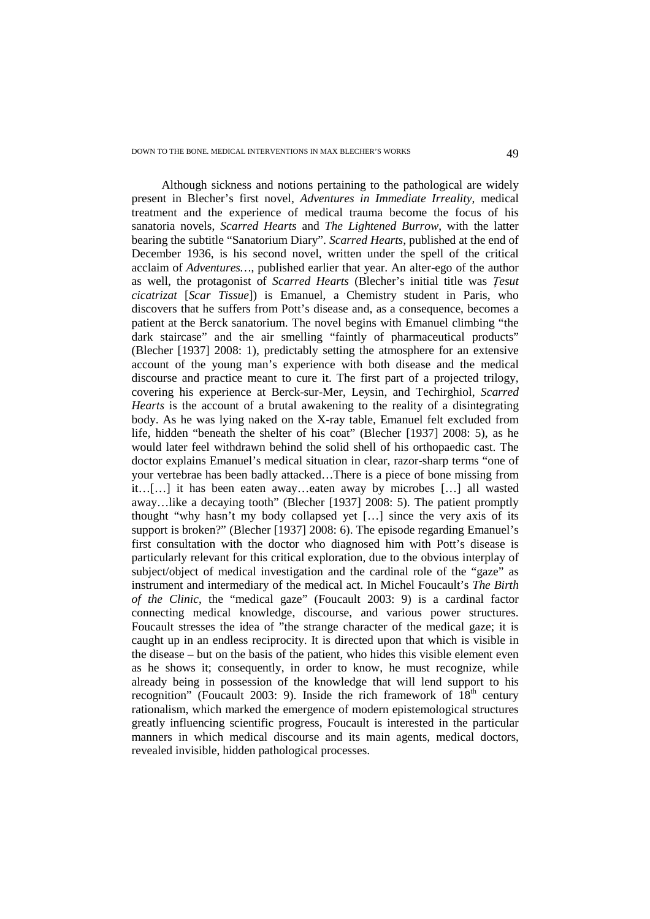Although sickness and notions pertaining to the pathological are widely present in Blecher's first novel, *Adventures in Immediate Irreality*, medical treatment and the experience of medical trauma become the focus of his sanatoria novels, *Scarred Hearts* and *The Lightened Burrow*, with the latter bearing the subtitle "Sanatorium Diary". *Scarred Hearts*, published at the end of December 1936, is his second novel, written under the spell of the critical acclaim of *Adventures…*, published earlier that year. An alter-ego of the author as well, the protagonist of *Scarred Hearts* (Blecher's initial title was *Țesut cicatrizat* [*Scar Tissue*]) is Emanuel, a Chemistry student in Paris, who discovers that he suffers from Pott's disease and, as a consequence, becomes a patient at the Berck sanatorium. The novel begins with Emanuel climbing "the dark staircase" and the air smelling "faintly of pharmaceutical products" (Blecher [1937] 2008: 1), predictably setting the atmosphere for an extensive account of the young man's experience with both disease and the medical discourse and practice meant to cure it. The first part of a projected trilogy, covering his experience at Berck-sur-Mer, Leysin, and Techirghiol, *Scarred Hearts* is the account of a brutal awakening to the reality of a disintegrating body. As he was lying naked on the X-ray table, Emanuel felt excluded from life, hidden "beneath the shelter of his coat" (Blecher [1937] 2008: 5), as he would later feel withdrawn behind the solid shell of his orthopaedic cast. The doctor explains Emanuel's medical situation in clear, razor-sharp terms "one of your vertebrae has been badly attacked…There is a piece of bone missing from it…[…] it has been eaten away…eaten away by microbes […] all wasted away…like a decaying tooth" (Blecher [1937] 2008: 5). The patient promptly thought "why hasn't my body collapsed yet […] since the very axis of its support is broken?" (Blecher [1937] 2008: 6). The episode regarding Emanuel's first consultation with the doctor who diagnosed him with Pott's disease is particularly relevant for this critical exploration, due to the obvious interplay of subject/object of medical investigation and the cardinal role of the "gaze" as instrument and intermediary of the medical act. In Michel Foucault's *The Birth of the Clinic*, the "medical gaze" (Foucault 2003: 9) is a cardinal factor connecting medical knowledge, discourse, and various power structures. Foucault stresses the idea of "the strange character of the medical gaze; it is caught up in an endless reciprocity. It is directed upon that which is visible in the disease – but on the basis of the patient, who hides this visible element even as he shows it; consequently, in order to know, he must recognize, while already being in possession of the knowledge that will lend support to his recognition" (Foucault 2003: 9). Inside the rich framework of 18th century rationalism, which marked the emergence of modern epistemological structures greatly influencing scientific progress, Foucault is interested in the particular manners in which medical discourse and its main agents, medical doctors, revealed invisible, hidden pathological processes.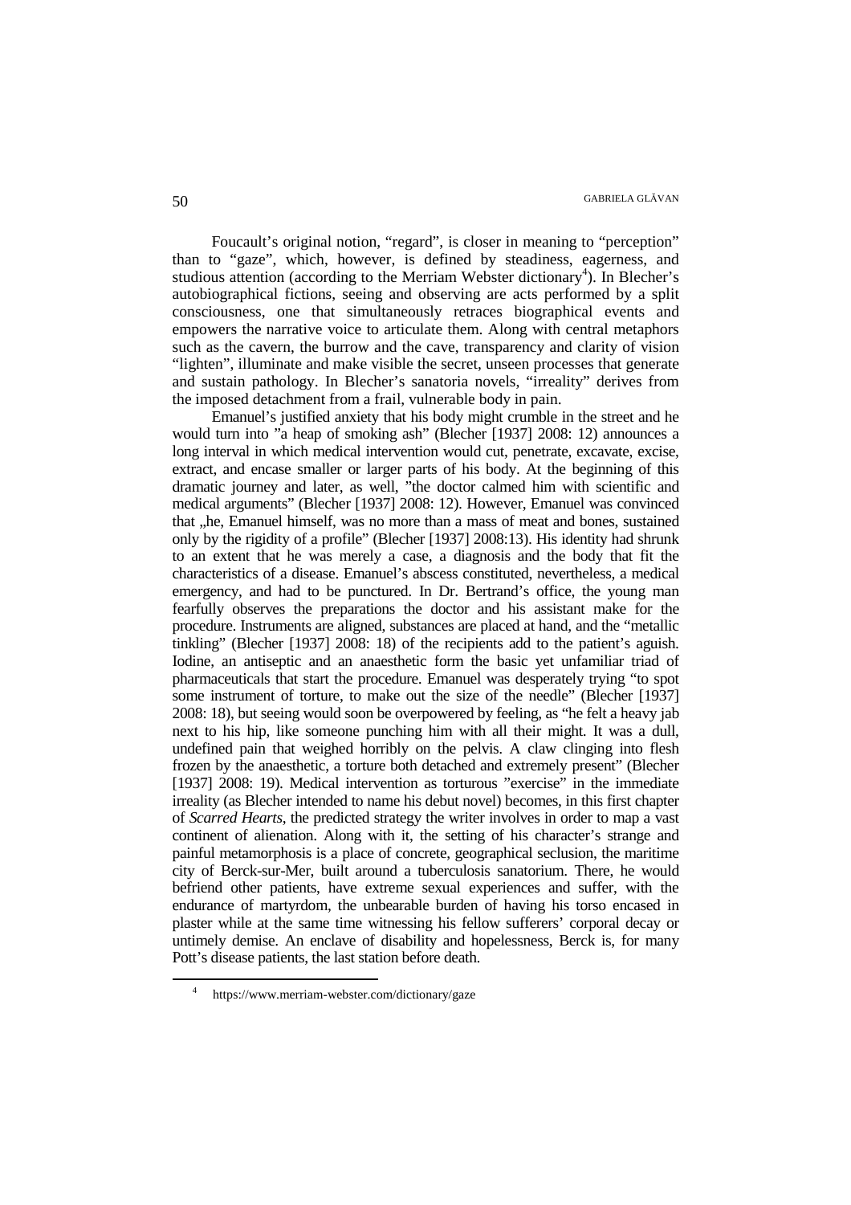Foucault's original notion, "regard", is closer in meaning to "perception" than to "gaze", which, however, is defined by steadiness, eagerness, and studious attention (according to the Merriam Webster dictionary[4]). In Blecher's autobiographical fictions, seeing and observing are acts performed by a split consciousness, one that simultaneously retraces biographical events and empowers the narrative voice to articulate them. Along with central metaphors such as the cavern, the burrow and the cave, transparency and clarity of vision "lighten", illuminate and make visible the secret, unseen processes that generate and sustain pathology. In Blecher's sanatoria novels, "irreality" derives from the imposed detachment from a frail, vulnerable body in pain.

Emanuel's justified anxiety that his body might crumble in the street and he would turn into "a heap of smoking ash" (Blecher [1937] 2008: 12) announces a long interval in which medical intervention would cut, penetrate, excavate, excise, extract, and encase smaller or larger parts of his body. At the beginning of this dramatic journey and later, as well, "the doctor calmed him with scientific and medical arguments" (Blecher [1937] 2008: 12). However, Emanuel was convinced that „he, Emanuel himself, was no more than a mass of meat and bones, sustained only by the rigidity of a profile" (Blecher [1937] 2008:13). His identity had shrunk to an extent that he was merely a case, a diagnosis and the body that fit the characteristics of a disease. Emanuel's abscess constituted, nevertheless, a medical emergency, and had to be punctured. In Dr. Bertrand's office, the young man fearfully observes the preparations the doctor and his assistant make for the procedure. Instruments are aligned, substances are placed at hand, and the "metallic tinkling" (Blecher [1937] 2008: 18) of the recipients add to the patient's aguish. Iodine, an antiseptic and an anaesthetic form the basic yet unfamiliar triad of pharmaceuticals that start the procedure. Emanuel was desperately trying "to spot some instrument of torture, to make out the size of the needle" (Blecher [1937] 2008: 18), but seeing would soon be overpowered by feeling, as "he felt a heavy jab next to his hip, like someone punching him with all their might. It was a dull, undefined pain that weighed horribly on the pelvis. A claw clinging into flesh frozen by the anaesthetic, a torture both detached and extremely present" (Blecher [1937] 2008: 19). Medical intervention as torturous "exercise" in the immediate irreality (as Blecher intended to name his debut novel) becomes, in this first chapter of *Scarred Hearts*, the predicted strategy the writer involves in order to map a vast continent of alienation. Along with it, the setting of his character's strange and painful metamorphosis is a place of concrete, geographical seclusion, the maritime city of Berck-sur-Mer, built around a tuberculosis sanatorium. There, he would befriend other patients, have extreme sexual experiences and suffer, with the endurance of martyrdom, the unbearable burden of having his torso encased in plaster while at the same time witnessing his fellow sufferers' corporal decay or untimely demise. An enclave of disability and hopelessness, Berck is, for many Pott's disease patients, the last station before death.

[4] https://www.merriam-webster.com/dictionary/gaze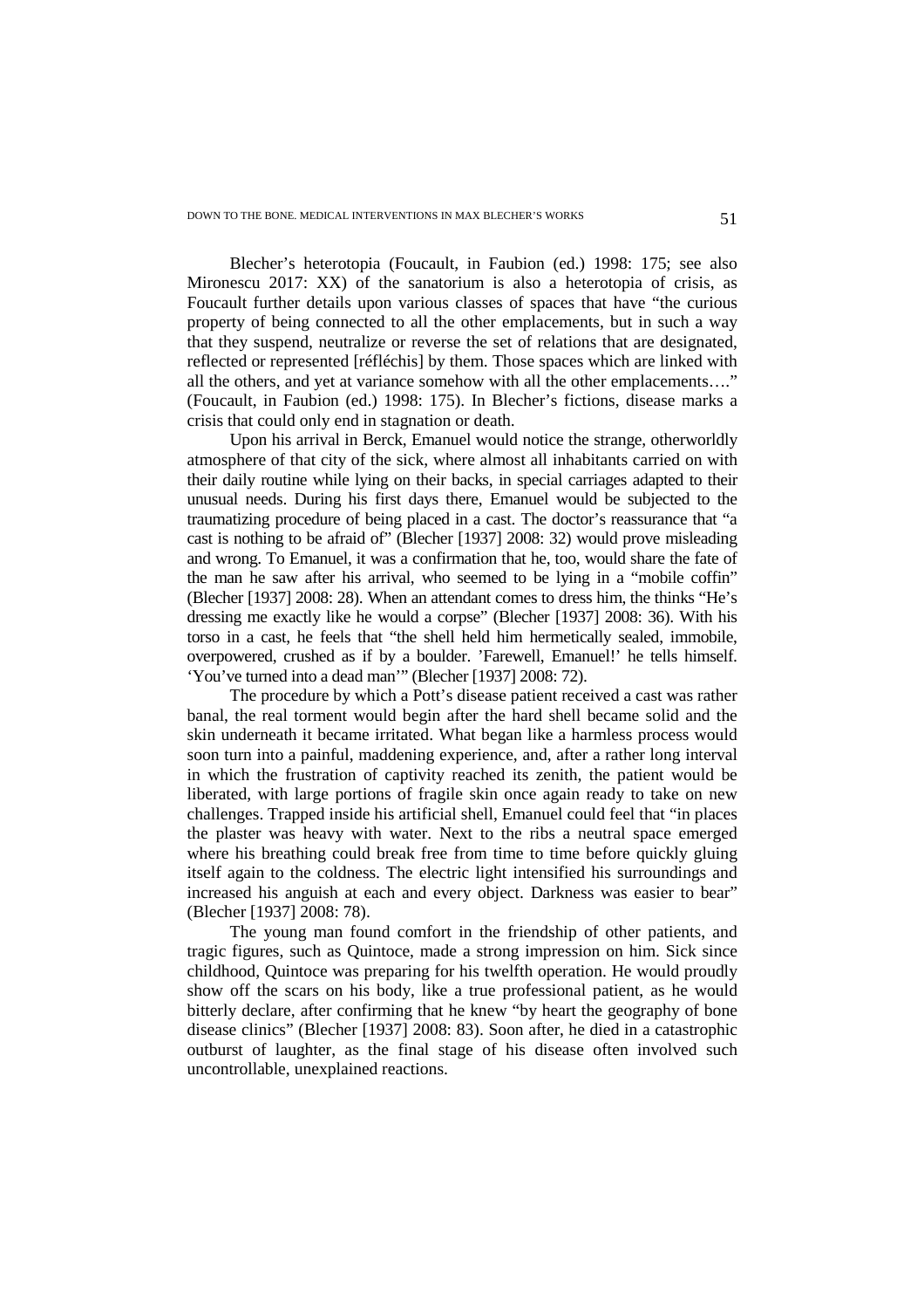Blecher's heterotopia (Foucault, in Faubion (ed.) 1998: 175; see also Mironescu 2017: XX) of the sanatorium is also a heterotopia of crisis, as Foucault further details upon various classes of spaces that have "the curious property of being connected to all the other emplacements, but in such a way that they suspend, neutralize or reverse the set of relations that are designated, reflected or represented [réfléchis] by them. Those spaces which are linked with all the others, and yet at variance somehow with all the other emplacements…." (Foucault, in Faubion (ed.) 1998: 175). In Blecher's fictions, disease marks a crisis that could only end in stagnation or death.

Upon his arrival in Berck, Emanuel would notice the strange, otherworldly atmosphere of that city of the sick, where almost all inhabitants carried on with their daily routine while lying on their backs, in special carriages adapted to their unusual needs. During his first days there, Emanuel would be subjected to the traumatizing procedure of being placed in a cast. The doctor's reassurance that "a cast is nothing to be afraid of" (Blecher [1937] 2008: 32) would prove misleading and wrong. To Emanuel, it was a confirmation that he, too, would share the fate of the man he saw after his arrival, who seemed to be lying in a "mobile coffin" (Blecher [1937] 2008: 28). When an attendant comes to dress him, the thinks "He's dressing me exactly like he would a corpse" (Blecher [1937] 2008: 36). With his torso in a cast, he feels that "the shell held him hermetically sealed, immobile, overpowered, crushed as if by a boulder. 'Farewell, Emanuel!' he tells himself. 'You've turned into a dead man'" (Blecher [1937] 2008: 72).

The procedure by which a Pott's disease patient received a cast was rather banal, the real torment would begin after the hard shell became solid and the skin underneath it became irritated. What began like a harmless process would soon turn into a painful, maddening experience, and, after a rather long interval in which the frustration of captivity reached its zenith, the patient would be liberated, with large portions of fragile skin once again ready to take on new challenges. Trapped inside his artificial shell, Emanuel could feel that "in places the plaster was heavy with water. Next to the ribs a neutral space emerged where his breathing could break free from time to time before quickly gluing itself again to the coldness. The electric light intensified his surroundings and increased his anguish at each and every object. Darkness was easier to bear" (Blecher [1937] 2008: 78).

The young man found comfort in the friendship of other patients, and tragic figures, such as Quintoce, made a strong impression on him. Sick since childhood, Quintoce was preparing for his twelfth operation. He would proudly show off the scars on his body, like a true professional patient, as he would bitterly declare, after confirming that he knew "by heart the geography of bone disease clinics" (Blecher [1937] 2008: 83). Soon after, he died in a catastrophic outburst of laughter, as the final stage of his disease often involved such uncontrollable, unexplained reactions.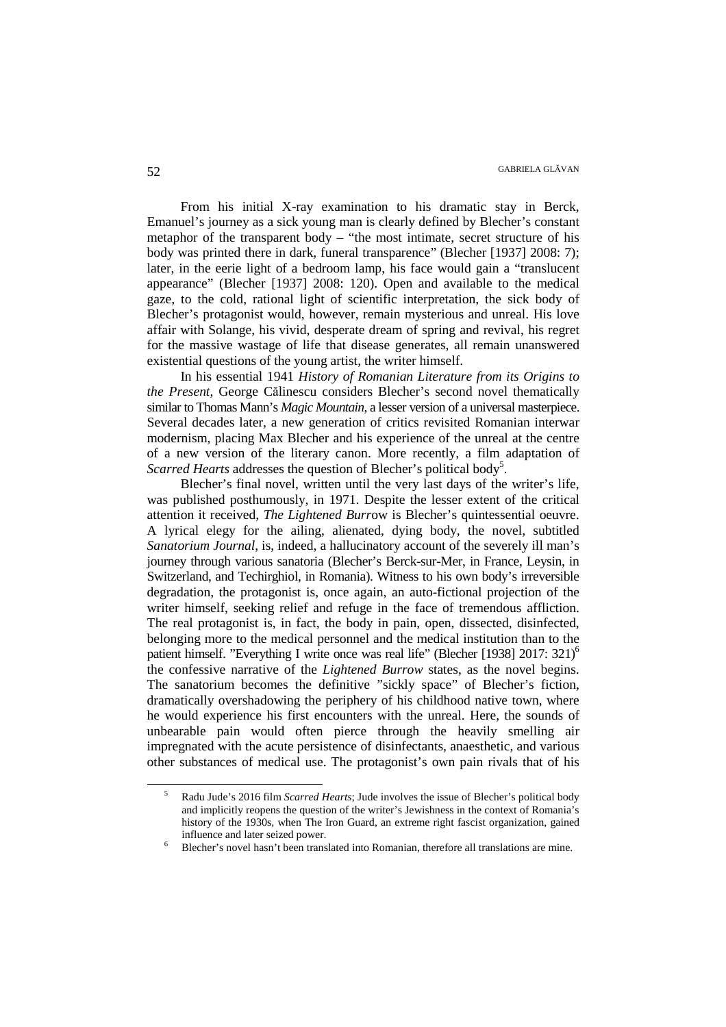From his initial X-ray examination to his dramatic stay in Berck, Emanuel's journey as a sick young man is clearly defined by Blecher's constant metaphor of the transparent body – "the most intimate, secret structure of his body was printed there in dark, funeral transparence" (Blecher [1937] 2008: 7); later, in the eerie light of a bedroom lamp, his face would gain a "translucent appearance" (Blecher [1937] 2008: 120). Open and available to the medical gaze, to the cold, rational light of scientific interpretation, the sick body of Blecher's protagonist would, however, remain mysterious and unreal. His love affair with Solange, his vivid, desperate dream of spring and revival, his regret for the massive wastage of life that disease generates, all remain unanswered existential questions of the young artist, the writer himself.

In his essential 1941 *History of Romanian Literature from its Origins to the Present*, George Călinescu considers Blecher's second novel thematically similar to Thomas Mann's *Magic Mountain*, a lesser version of a universal masterpiece. Several decades later, a new generation of critics revisited Romanian interwar modernism, placing Max Blecher and his experience of the unreal at the centre of a new version of the literary canon. More recently, a film adaptation of *Scarred Hearts* addresses the question of Blecher's political body[5].

Blecher's final novel, written until the very last days of the writer's life, was published posthumously, in 1971. Despite the lesser extent of the critical attention it received, *The Lightened Burr*ow is Blecher's quintessential oeuvre. A lyrical elegy for the ailing, alienated, dying body, the novel, subtitled *Sanatorium Journal*, is, indeed, a hallucinatory account of the severely ill man's journey through various sanatoria (Blecher's Berck-sur-Mer, in France, Leysin, in Switzerland, and Techirghiol, in Romania). Witness to his own body's irreversible degradation, the protagonist is, once again, an auto-fictional projection of the writer himself, seeking relief and refuge in the face of tremendous affliction. The real protagonist is, in fact, the body in pain, open, dissected, disinfected, belonging more to the medical personnel and the medical institution than to the patient himself. "Everything I write once was real life" (Blecher [1938] 2017: 321)[6] the confessive narrative of the *Lightened Burrow* states, as the novel begins. The sanatorium becomes the definitive "sickly space" of Blecher's fiction, dramatically overshadowing the periphery of his childhood native town, where he would experience his first encounters with the unreal. Here, the sounds of unbearable pain would often pierce through the heavily smelling air impregnated with the acute persistence of disinfectants, anaesthetic, and various other substances of medical use. The protagonist's own pain rivals that of his

---

[5] Radu Jude's 2016 film *Scarred Hearts*; Jude involves the issue of Blecher's political body and implicitly reopens the question of the writer's Jewishness in the context of Romania's history of the 1930s, when The Iron Guard, an extreme right fascist organization, gained influence and later seized power.

[6] Blecher's novel hasn't been translated into Romanian, therefore all translations are mine.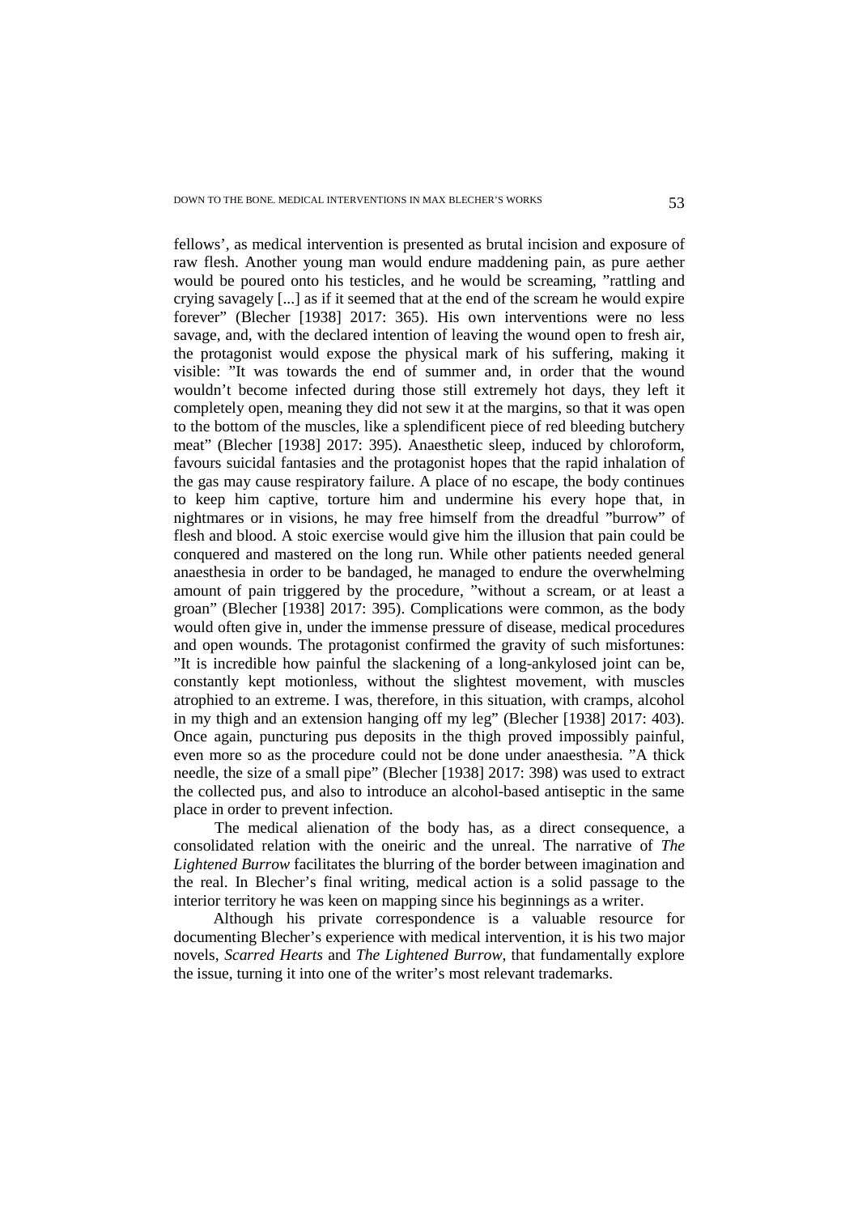fellows', as medical intervention is presented as brutal incision and exposure of raw flesh. Another young man would endure maddening pain, as pure aether would be poured onto his testicles, and he would be screaming, "rattling and crying savagely [...] as if it seemed that at the end of the scream he would expire forever" (Blecher [1938] 2017: 365). His own interventions were no less savage, and, with the declared intention of leaving the wound open to fresh air, the protagonist would expose the physical mark of his suffering, making it visible: "It was towards the end of summer and, in order that the wound wouldn't become infected during those still extremely hot days, they left it completely open, meaning they did not sew it at the margins, so that it was open to the bottom of the muscles, like a splendificent piece of red bleeding butchery meat" (Blecher [1938] 2017: 395). Anaesthetic sleep, induced by chloroform, favours suicidal fantasies and the protagonist hopes that the rapid inhalation of the gas may cause respiratory failure. A place of no escape, the body continues to keep him captive, torture him and undermine his every hope that, in nightmares or in visions, he may free himself from the dreadful "burrow" of flesh and blood. A stoic exercise would give him the illusion that pain could be conquered and mastered on the long run. While other patients needed general anaesthesia in order to be bandaged, he managed to endure the overwhelming amount of pain triggered by the procedure, "without a scream, or at least a groan" (Blecher [1938] 2017: 395). Complications were common, as the body would often give in, under the immense pressure of disease, medical procedures and open wounds. The protagonist confirmed the gravity of such misfortunes: "It is incredible how painful the slackening of a long-ankylosed joint can be, constantly kept motionless, without the slightest movement, with muscles atrophied to an extreme. I was, therefore, in this situation, with cramps, alcohol in my thigh and an extension hanging off my leg" (Blecher [1938] 2017: 403). Once again, puncturing pus deposits in the thigh proved impossibly painful, even more so as the procedure could not be done under anaesthesia. "A thick needle, the size of a small pipe" (Blecher [1938] 2017: 398) was used to extract the collected pus, and also to introduce an alcohol-based antiseptic in the same place in order to prevent infection.

The medical alienation of the body has, as a direct consequence, a consolidated relation with the oneiric and the unreal. The narrative of *The Lightened Burrow* facilitates the blurring of the border between imagination and the real. In Blecher's final writing, medical action is a solid passage to the interior territory he was keen on mapping since his beginnings as a writer.

Although his private correspondence is a valuable resource for documenting Blecher's experience with medical intervention, it is his two major novels, *Scarred Hearts* and *The Lightened Burrow*, that fundamentally explore the issue, turning it into one of the writer's most relevant trademarks.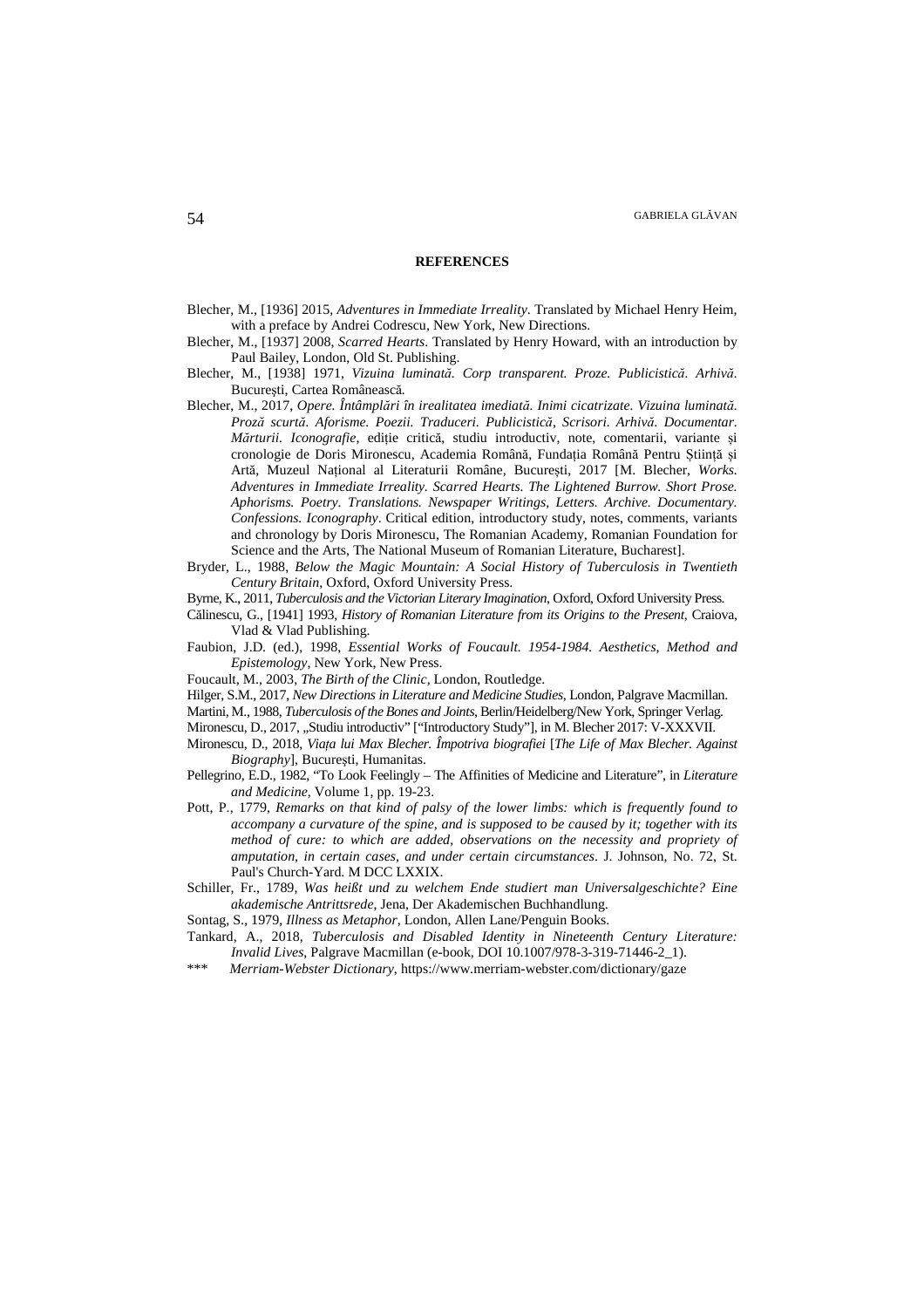**REFERENCES**

Blecher, M., [1936] 2015, *Adventures in Immediate Irreality*. Translated by Michael Henry Heim, with a preface by Andrei Codrescu, New York, New Directions.

Blecher, M., [1937] 2008, *Scarred Hearts*. Translated by Henry Howard, with an introduction by Paul Bailey, London, Old St. Publishing.

Blecher, M., [1938] 1971, *Vizuina luminată. Corp transparent. Proze. Publicistică. Arhivă*. București, Cartea Românească.

Blecher, M., 2017, *Opere. Întâmplări în irealitatea imediată. Inimi cicatrizate. Vizuina luminată. Proză scurtă. Aforisme. Poezii. Traduceri. Publicistică, Scrisori. Arhivă. Documentar. Mărturii. Iconografie*, ediție critică, studiu introductiv, note, comentarii, variante și cronologie de Doris Mironescu, Academia Română, Fundația Română Pentru Știință și Artă, Muzeul Național al Literaturii Române, București, 2017 [M. Blecher, *Works. Adventures in Immediate Irreality. Scarred Hearts. The Lightened Burrow. Short Prose. Aphorisms. Poetry. Translations. Newspaper Writings, Letters. Archive. Documentary. Confessions. Iconography*. Critical edition, introductory study, notes, comments, variants and chronology by Doris Mironescu, The Romanian Academy, Romanian Foundation for Science and the Arts, The National Museum of Romanian Literature, Bucharest].

Bryder, L., 1988, *Below the Magic Mountain: A Social History of Tuberculosis in Twentieth Century Britain*, Oxford, Oxford University Press.

Byrne, K., 2011, *Tuberculosis and the Victorian Literary Imagination*, Oxford, Oxford University Press.

Călinescu, G., [1941] 1993, *History of Romanian Literature from its Origins to the Present*, Craiova, Vlad & Vlad Publishing.

Faubion, J.D. (ed.), 1998, *Essential Works of Foucault. 1954-1984. Aesthetics, Method and Epistemology*, New York, New Press.

Foucault, M., 2003, *The Birth of the Clinic*, London, Routledge.

Hilger, S.M., 2017, *New Directions in Literature and Medicine Studies*, London, Palgrave Macmillan.

Martini, M., 1988, *Tuberculosis of the Bones and Joints*, Berlin/Heidelberg/New York, Springer Verlag.

Mironescu, D., 2017, „Studiu introductiv" ["Introductory Study"], in M. Blecher 2017: V-XXXVII.

Mironescu, D., 2018, *Viața lui Max Blecher. Împotriva biografiei* [*The Life of Max Blecher. Against Biography*], București, Humanitas.

Pellegrino, E.D., 1982, "To Look Feelingly – The Affinities of Medicine and Literature", in *Literature and Medicine*, Volume 1, pp. 19-23.

Pott, P., 1779, *Remarks on that kind of palsy of the lower limbs: which is frequently found to accompany a curvature of the spine, and is supposed to be caused by it; together with its method of cure: to which are added, observations on the necessity and propriety of amputation, in certain cases, and under certain circumstances*. J. Johnson, No. 72, St. Paul's Church-Yard. M DCC LXXIX.

Schiller, Fr., 1789, *Was heißt und zu welchem Ende studiert man Universalgeschichte? Eine akademische Antrittsrede*, Jena, Der Akademischen Buchhandlung.

Sontag, S., 1979, *Illness as Metaphor*, London, Allen Lane/Penguin Books.

Tankard, A., 2018, *Tuberculosis and Disabled Identity in Nineteenth Century Literature: Invalid Lives*, Palgrave Macmillan (e-book, DOI 10.1007/978-3-319-71446-2_1).

\*\*\* *Merriam-Webster Dictionary*, https://www.merriam-webster.com/dictionary/gaze